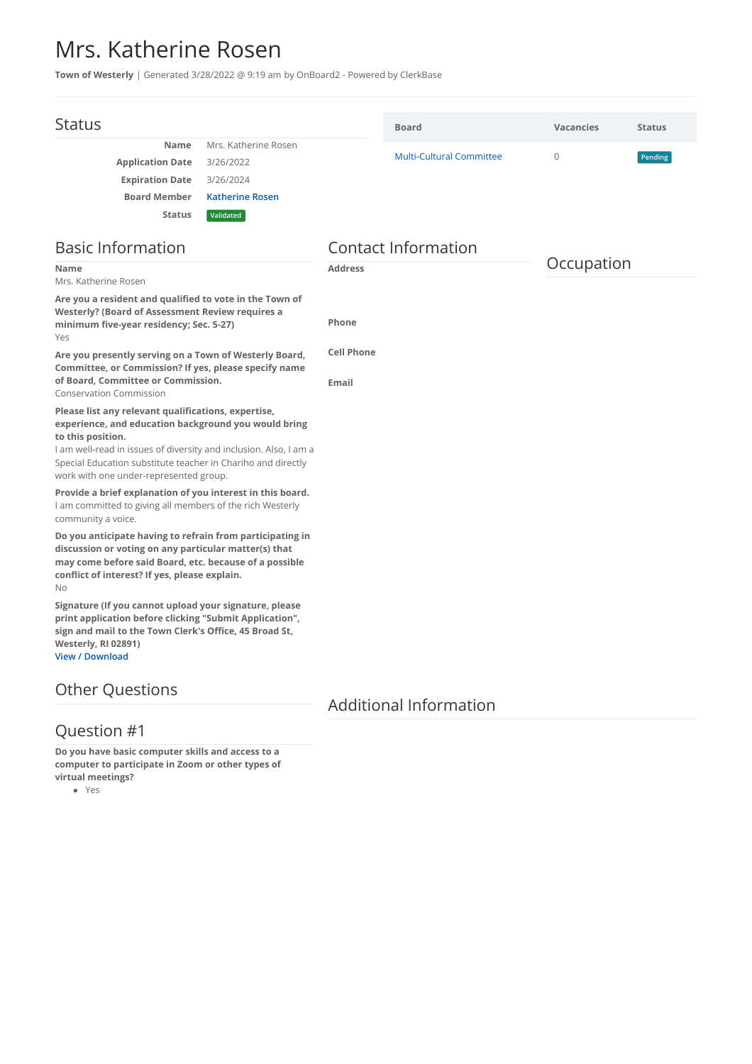# Mrs. Katherine Rosen

**Town of Westerly** | Generated 3/28/2022 @ 9:19 am by OnBoard2 - Powered by ClerkBase

## Status

| | |
|---|---|
| **Name** | Mrs. Katherine Rosen |
| **Application Date** | 3/26/2022 |
| **Expiration Date** | 3/26/2024 |
| **Board Member** | Katherine Rosen |
| **Status** | Validated |

| Board | Vacancies | Status |
|---|---|---|
| Multi-Cultural Committee | 0 | Pending |

## Basic Information

**Name**
Mrs. Katherine Rosen

**Are you a resident and qualified to vote in the Town of Westerly? (Board of Assessment Review requires a minimum five-year residency; Sec. 5-27)**
Yes

**Are you presently serving on a Town of Westerly Board, Committee, or Commission? If yes, please specify name of Board, Committee or Commission.**
Conservation Commission

**Please list any relevant qualifications, expertise, experience, and education background you would bring to this position.**
I am well-read in issues of diversity and inclusion. Also, I am a Special Education substitute teacher in Chariho and directly work with one under-represented group.

**Provide a brief explanation of you interest in this board.**
I am committed to giving all members of the rich Westerly community a voice.

**Do you anticipate having to refrain from participating in discussion or voting on any particular matter(s) that may come before said Board, etc. because of a possible conflict of interest? If yes, please explain.**
No

**Signature (If you cannot upload your signature, please print application before clicking "Submit Application", sign and mail to the Town Clerk's Office, 45 Broad St, Westerly, RI 02891)**
View / Download

## Contact Information

**Address**

**Phone**

**Cell Phone**

**Email**

## Occupation

## Other Questions

## Question #1

**Do you have basic computer skills and access to a computer to participate in Zoom or other types of virtual meetings?**

- Yes

## Additional Information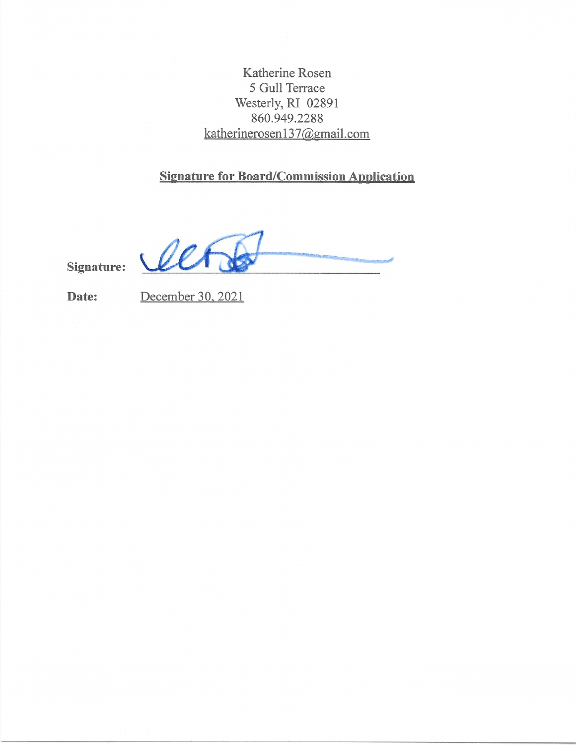Katherine Rosen
5 Gull Terrace
Westerly, RI 02891
860.949.2288
katherinerosen137@gmail.com

**Signature for Board/Commission Application**

**Signature:** ______________________________

**Date:** December 30, 2021